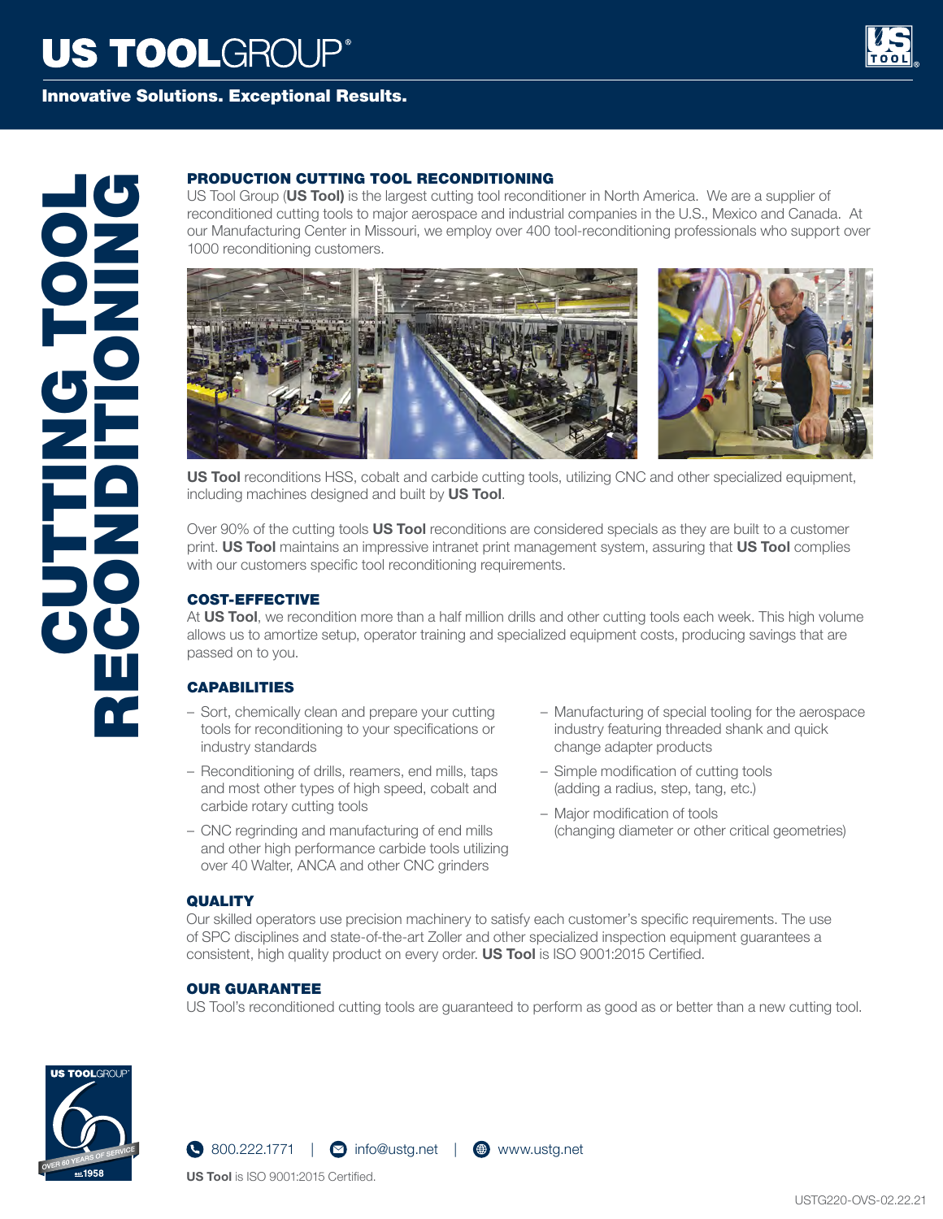# US TOOLGROUP®

**Innovative Solutions. Exceptional Results.**

# CUTTING TOOL RECONDITIONING

## PRODUCTION CUTTING TOOL RECONDITIONING

US Tool Group (**US Tool)** is the largest cutting tool reconditioner in North America. We are a supplier of reconditioned cutting tools to major aerospace and industrial companies in the U.S., Mexico and Canada. At our Manufacturing Center in Missouri, we employ over 400 tool-reconditioning professionals who support over 1000 reconditioning customers.

**US Tool** reconditions HSS, cobalt and carbide cutting tools, utilizing CNC and other specialized equipment, including machines designed and built by **US Tool**.

Over 90% of the cutting tools **US Tool** reconditions are considered specials as they are built to a customer print. **US Tool** maintains an impressive intranet print management system, assuring that **US Tool** complies with our customers specific tool reconditioning requirements.

## COST-EFFECTIVE

At **US Tool**, we recondition more than a half million drills and other cutting tools each week. This high volume allows us to amortize setup, operator training and specialized equipment costs, producing savings that are passed on to you.

## CAPABILITIES

- Sort, chemically clean and prepare your cutting tools for reconditioning to your specifications or industry standards
- Reconditioning of drills, reamers, end mills, taps and most other types of high speed, cobalt and carbide rotary cutting tools
- CNC regrinding and manufacturing of end mills and other high performance carbide tools utilizing over 40 Walter, ANCA and other CNC grinders
- Manufacturing of special tooling for the aerospace industry featuring threaded shank and quick change adapter products
- Simple modification of cutting tools (adding a radius, step, tang, etc.)
- Major modification of tools (changing diameter or other critical geometries)

## QUALITY

Our skilled operators use precision machinery to satisfy each customer's specific requirements. The use of SPC disciplines and state-of-the-art Zoller and other specialized inspection equipment guarantees a consistent, high quality product on every order. **US Tool** is ISO 9001:2015 Certified.

## OUR GUARANTEE

US Tool's reconditioned cutting tools are guaranteed to perform as good as or better than a new cutting tool.

US TOOLGROUP — OVER 60 YEARS OF SERVICE — EST. 1958

800.222.1771 | info@ustg.net | www.ustg.net

**US Tool** is ISO 9001:2015 Certified.

USTG220-OVS-02.22.21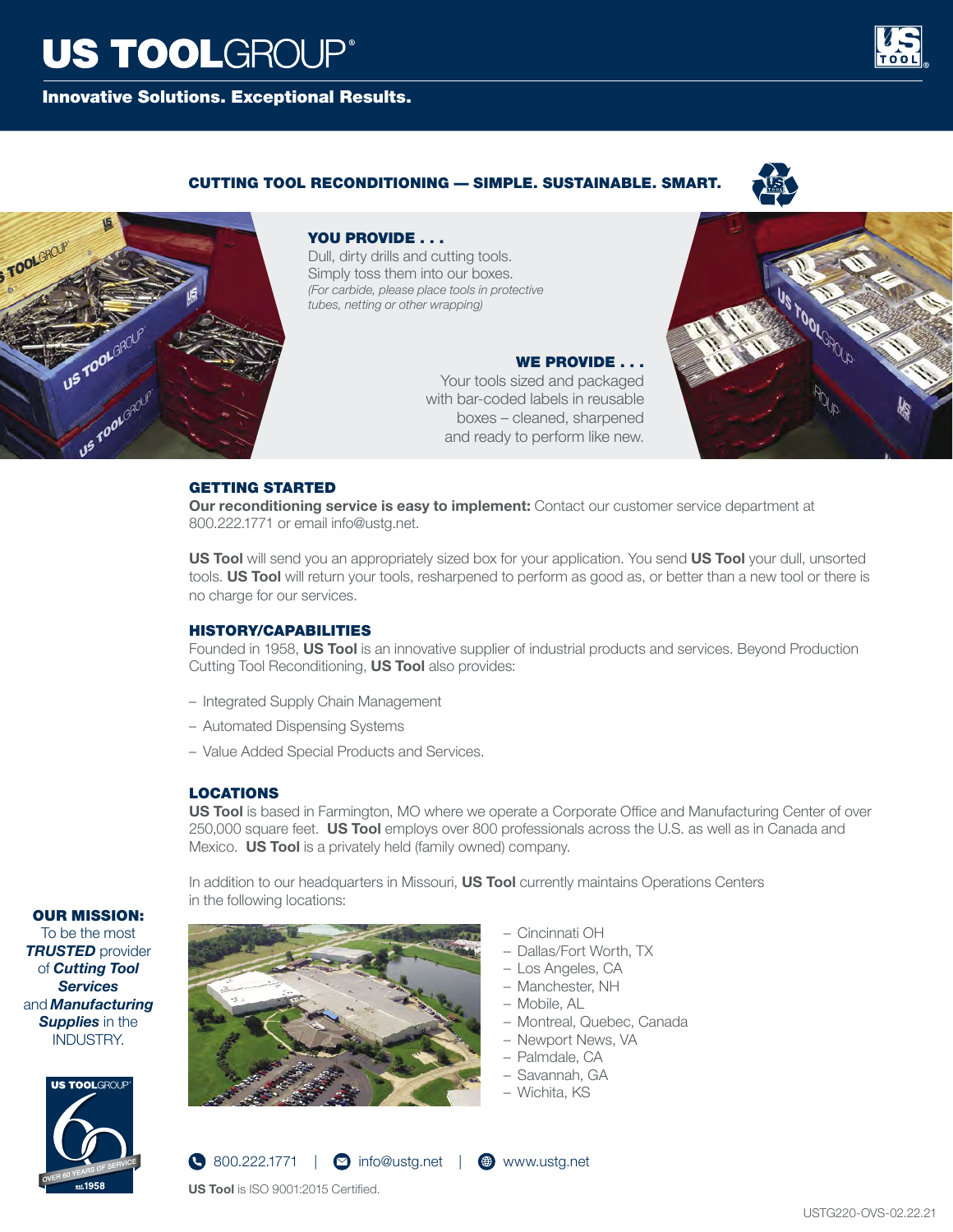# US TOOLGROUP®

**Innovative Solutions. Exceptional Results.**

## CUTTING TOOL RECONDITIONING — SIMPLE. SUSTAINABLE. SMART.

**YOU PROVIDE . . .**
Dull, dirty drills and cutting tools.
Simply toss them into our boxes.
*(For carbide, please place tools in protective tubes, netting or other wrapping)*

**WE PROVIDE . . .**
Your tools sized and packaged with bar-coded labels in reusable boxes – cleaned, sharpened and ready to perform like new.

### GETTING STARTED

**Our reconditioning service is easy to implement:** Contact our customer service department at 800.222.1771 or email info@ustg.net.

**US Tool** will send you an appropriately sized box for your application. You send **US Tool** your dull, unsorted tools. **US Tool** will return your tools, resharpened to perform as good as, or better than a new tool or there is no charge for our services.

### HISTORY/CAPABILITIES

Founded in 1958, **US Tool** is an innovative supplier of industrial products and services. Beyond Production Cutting Tool Reconditioning, **US Tool** also provides:

- Integrated Supply Chain Management
- Automated Dispensing Systems
- Value Added Special Products and Services.

### LOCATIONS

**US Tool** is based in Farmington, MO where we operate a Corporate Office and Manufacturing Center of over 250,000 square feet. **US Tool** employs over 800 professionals across the U.S. as well as in Canada and Mexico. **US Tool** is a privately held (family owned) company.

In addition to our headquarters in Missouri, **US Tool** currently maintains Operations Centers in the following locations:

- Cincinnati OH
- Dallas/Fort Worth, TX
- Los Angeles, CA
- Manchester, NH
- Mobile, AL
- Montreal, Quebec, Canada
- Newport News, VA
- Palmdale, CA
- Savannah, GA
- Wichita, KS

**OUR MISSION:**
To be the most ***TRUSTED*** provider of ***Cutting Tool Services*** and ***Manufacturing Supplies*** in the INDUSTRY.

US TOOLGROUP — OVER 60 YEARS OF SERVICE — EST. 1958

800.222.1771 | info@ustg.net | www.ustg.net

**US Tool** is ISO 9001:2015 Certified.

USTG220-OVS-02.22.21